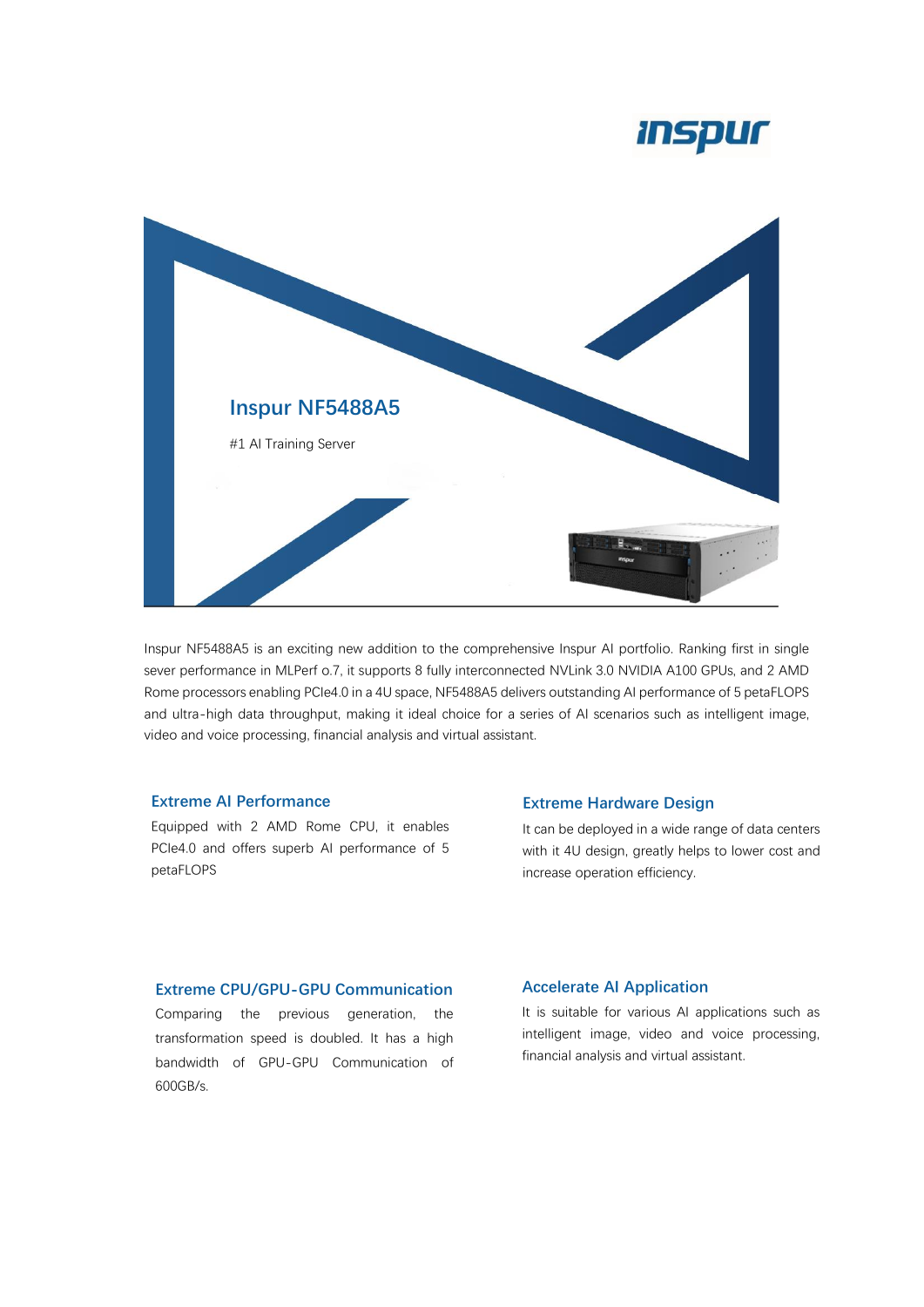# Inspur NF5488A5

#1 AI Training Server

Inspur NF5488A5 is an exciting new addition to the comprehensive Inspur AI portfolio. Ranking first in single sever performance in MLPerf o.7, it supports 8 fully interconnected NVLink 3.0 NVIDIA A100 GPUs, and 2 AMD Rome processors enabling PCIe4.0 in a 4U space, NF5488A5 delivers outstanding AI performance of 5 petaFLOPS and ultra-high data throughput, making it ideal choice for a series of AI scenarios such as intelligent image, video and voice processing, financial analysis and virtual assistant.

### Extreme AI Performance

Equipped with 2 AMD Rome CPU, it enables PCIe4.0 and offers superb AI performance of 5 petaFLOPS

### Extreme Hardware Design

It can be deployed in a wide range of data centers with it 4U design, greatly helps to lower cost and increase operation efficiency.

### Extreme CPU/GPU-GPU Communication

Comparing the previous generation, the transformation speed is doubled. It has a high bandwidth of GPU-GPU Communication of 600GB/s.

### Accelerate AI Application

It is suitable for various AI applications such as intelligent image, video and voice processing, financial analysis and virtual assistant.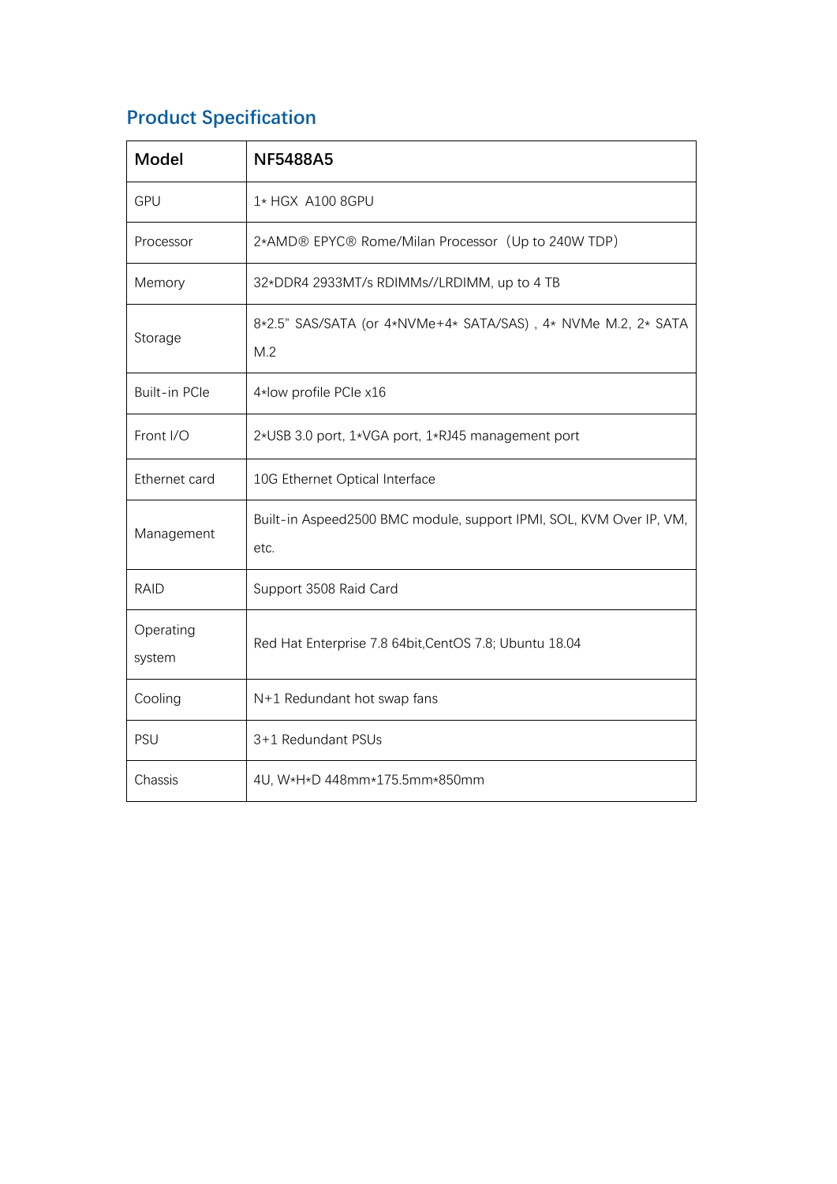## Product Specification

| **Model** | **NF5488A5** |
| --- | --- |
| GPU | 1* HGX A100 8GPU |
| Processor | 2*AMD® EPYC® Rome/Milan Processor（Up to 240W TDP） |
| Memory | 32*DDR4 2933MT/s RDIMMs//LRDIMM, up to 4 TB |
| Storage | 8*2.5" SAS/SATA (or 4*NVMe+4* SATA/SAS) , 4* NVMe M.2, 2* SATA M.2 |
| Built-in PCIe | 4*low profile PCIe x16 |
| Front I/O | 2*USB 3.0 port, 1*VGA port, 1*RJ45 management port |
| Ethernet card | 10G Ethernet Optical Interface |
| Management | Built-in Aspeed2500 BMC module, support IPMI, SOL, KVM Over IP, VM, etc. |
| RAID | Support 3508 Raid Card |
| Operating system | Red Hat Enterprise 7.8 64bit,CentOS 7.8; Ubuntu 18.04 |
| Cooling | N+1 Redundant hot swap fans |
| PSU | 3+1 Redundant PSUs |
| Chassis | 4U, W*H*D 448mm*175.5mm*850mm |